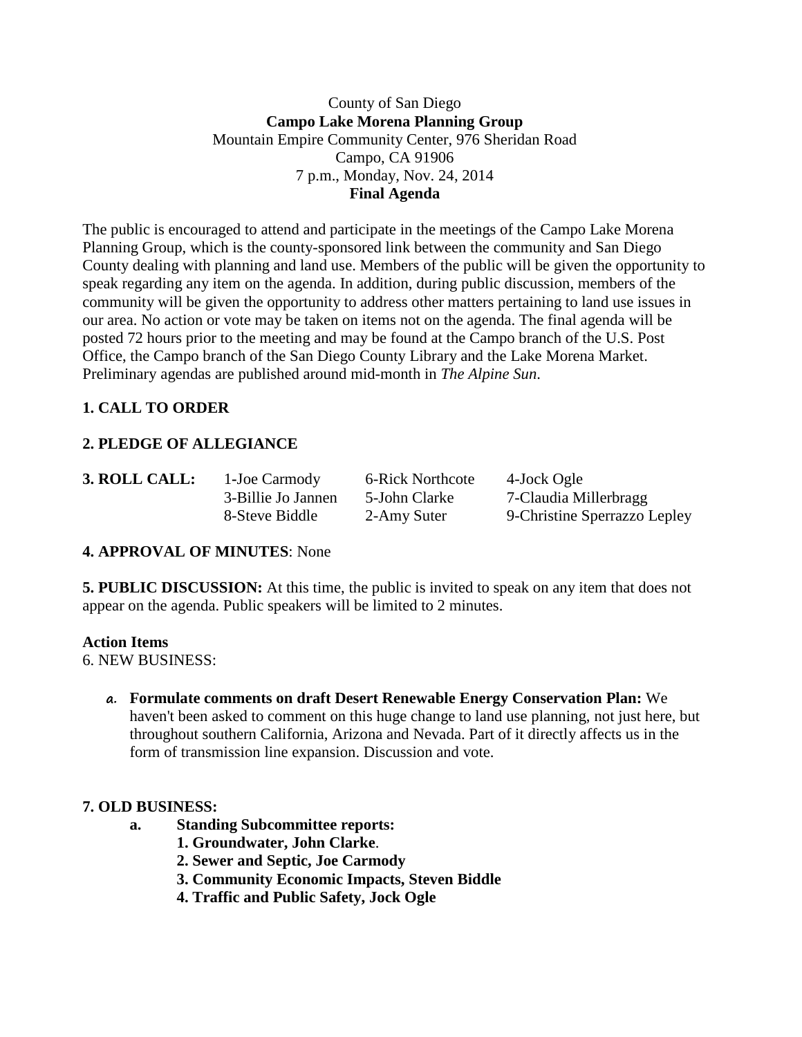County of San Diego

**Campo Lake Morena Planning Group**

Mountain Empire Community Center, 976 Sheridan Road

Campo, CA 91906

7 p.m., Monday, Nov. 24, 2014

**Final Agenda**

The public is encouraged to attend and participate in the meetings of the Campo Lake Morena Planning Group, which is the county-sponsored link between the community and San Diego County dealing with planning and land use. Members of the public will be given the opportunity to speak regarding any item on the agenda. In addition, during public discussion, members of the community will be given the opportunity to address other matters pertaining to land use issues in our area. No action or vote may be taken on items not on the agenda. The final agenda will be posted 72 hours prior to the meeting and may be found at the Campo branch of the U.S. Post Office, the Campo branch of the San Diego County Library and the Lake Morena Market. Preliminary agendas are published around mid-month in *The Alpine Sun*.

**1. CALL TO ORDER**

**2. PLEDGE OF ALLEGIANCE**

| **3. ROLL CALL:** | 1-Joe Carmody | 6-Rick Northcote | 4-Jock Ogle |
|---|---|---|---|
| | 3-Billie Jo Jannen | 5-John Clarke | 7-Claudia Millerbragg |
| | 8-Steve Biddle | 2-Amy Suter | 9-Christine Sperrazzo Lepley |

**4. APPROVAL OF MINUTES**: None

**5. PUBLIC DISCUSSION:** At this time, the public is invited to speak on any item that does not appear on the agenda. Public speakers will be limited to 2 minutes.

**Action Items**

6. NEW BUSINESS:

a. **Formulate comments on draft Desert Renewable Energy Conservation Plan:** We haven't been asked to comment on this huge change to land use planning, not just here, but throughout southern California, Arizona and Nevada. Part of it directly affects us in the form of transmission line expansion. Discussion and vote.

**7. OLD BUSINESS:**

a. **Standing Subcommittee reports:**
   - **1. Groundwater, John Clarke**.
   - **2. Sewer and Septic, Joe Carmody**
   - **3. Community Economic Impacts, Steven Biddle**
   - **4. Traffic and Public Safety, Jock Ogle**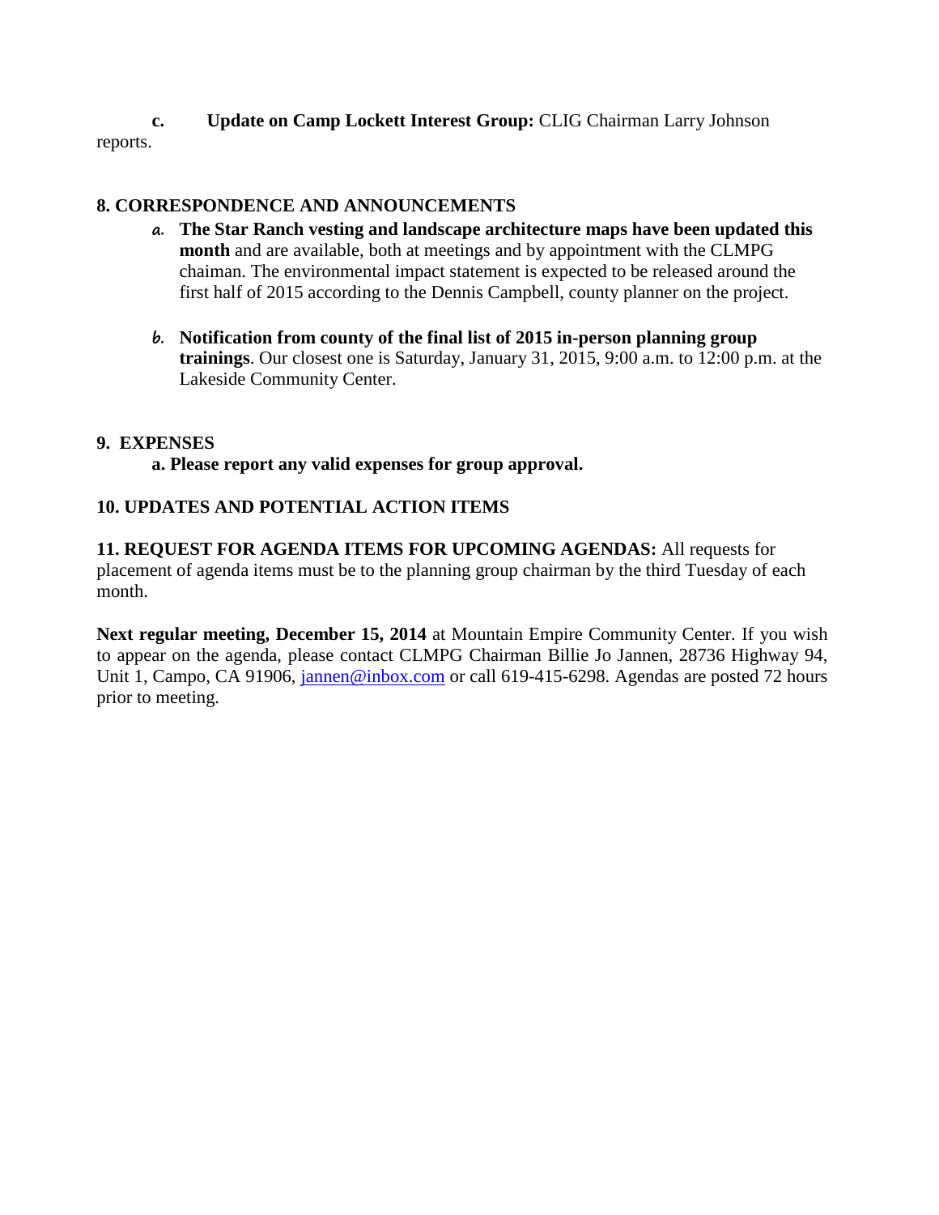**c. Update on Camp Lockett Interest Group:** CLIG Chairman Larry Johnson reports.

**8. CORRESPONDENCE AND ANNOUNCEMENTS**

a. **The Star Ranch vesting and landscape architecture maps have been updated this month** and are available, both at meetings and by appointment with the CLMPG chaiman. The environmental impact statement is expected to be released around the first half of 2015 according to the Dennis Campbell, county planner on the project.

b. **Notification from county of the final list of 2015 in-person planning group trainings**. Our closest one is Saturday, January 31, 2015, 9:00 a.m. to 12:00 p.m. at the Lakeside Community Center.

**9. EXPENSES**

**a. Please report any valid expenses for group approval.**

**10. UPDATES AND POTENTIAL ACTION ITEMS**

**11. REQUEST FOR AGENDA ITEMS FOR UPCOMING AGENDAS:** All requests for placement of agenda items must be to the planning group chairman by the third Tuesday of each month.

**Next regular meeting, December 15, 2014** at Mountain Empire Community Center. If you wish to appear on the agenda, please contact CLMPG Chairman Billie Jo Jannen, 28736 Highway 94, Unit 1, Campo, CA 91906, jannen@inbox.com or call 619-415-6298. Agendas are posted 72 hours prior to meeting.